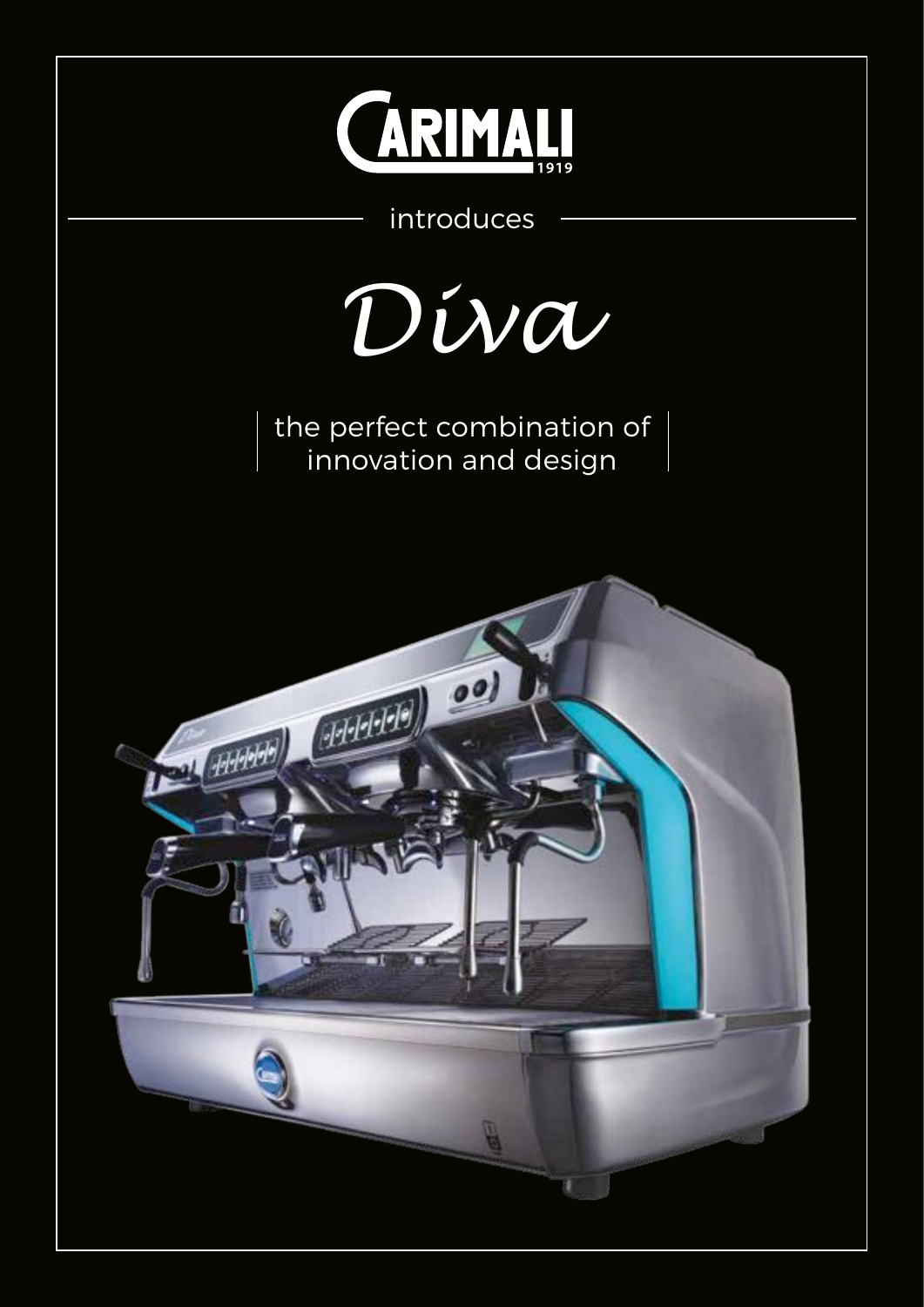# CARIMALI 1919

introduces

# *Diva*

the perfect combination of innovation and design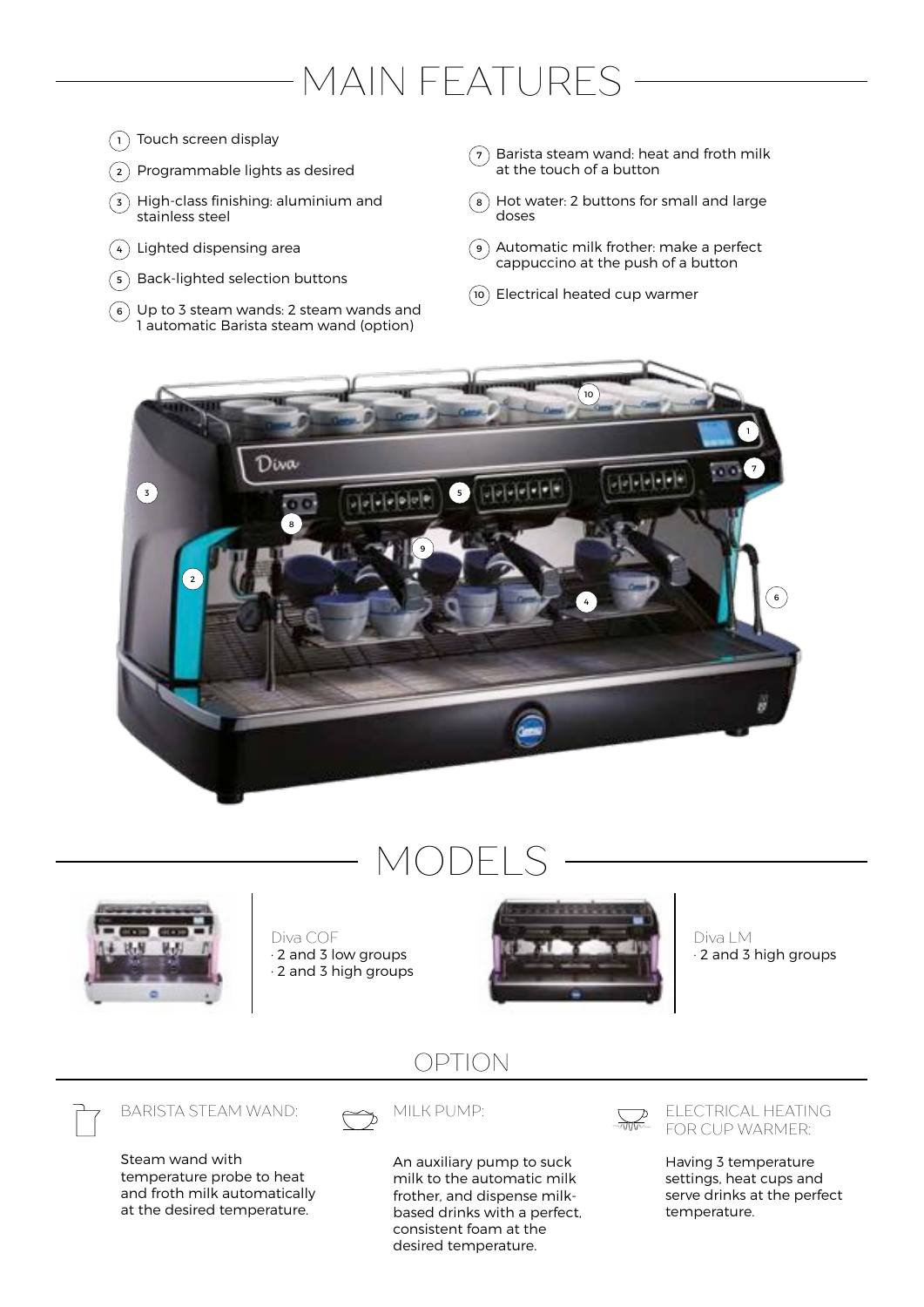# MAIN FEATURES

1. Touch screen display
2. Programmable lights as desired
3. High-class finishing: aluminium and stainless steel
4. Lighted dispensing area
5. Back-lighted selection buttons
6. Up to 3 steam wands: 2 steam wands and 1 automatic Barista steam wand (option)
7. Barista steam wand: heat and froth milk at the touch of a button
8. Hot water: 2 buttons for small and large doses
9. Automatic milk frother: make a perfect cappuccino at the push of a button
10. Electrical heated cup warmer

# MODELS

Diva COF
· 2 and 3 low groups
· 2 and 3 high groups

Diva LM
· 2 and 3 high groups

## OPTION

BARISTA STEAM WAND:

Steam wand with temperature probe to heat and froth milk automatically at the desired temperature.

MILK PUMP:

An auxiliary pump to suck milk to the automatic milk frother, and dispense milk-based drinks with a perfect, consistent foam at the desired temperature.

ELECTRICAL HEATING FOR CUP WARMER:

Having 3 temperature settings, heat cups and serve drinks at the perfect temperature.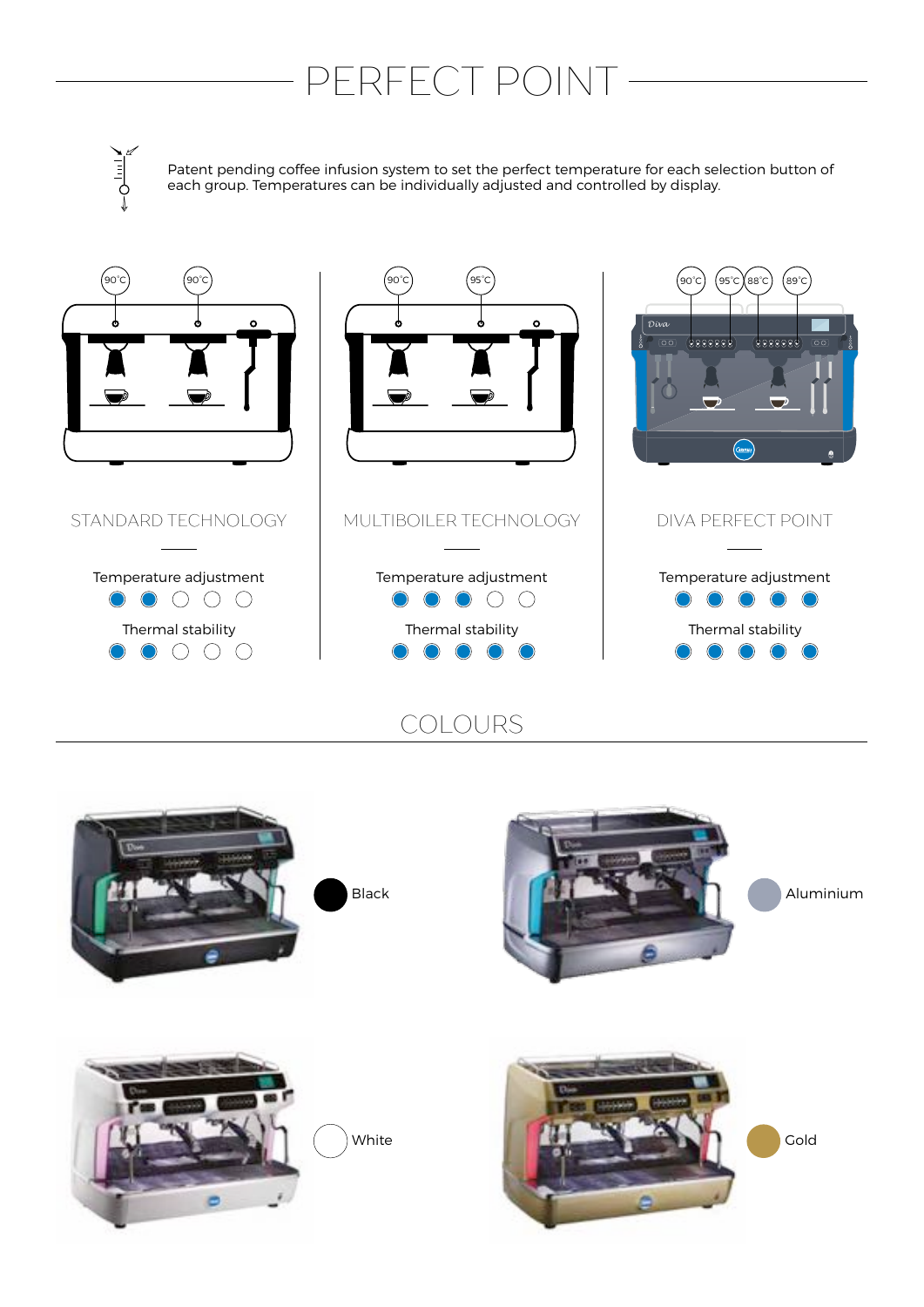# PERFECT POINT

Patent pending coffee infusion system to set the perfect temperature for each selection button of each group. Temperatures can be individually adjusted and controlled by display.

| | STANDARD TECHNOLOGY | MULTIBOILER TECHNOLOGY | DIVA PERFECT POINT |
|---|---|---|---|
| Temperatures | 90°C, 90°C | 90°C, 95°C | 90°C, 95°C, 88°C, 89°C |
| Temperature adjustment | ●●○○○ | ●●●○○ | ●●●●● |
| Thermal stability | ●●○○○ | ●●●●● | ●●●●● |

## COLOURS

- Black
- Aluminium
- White
- Gold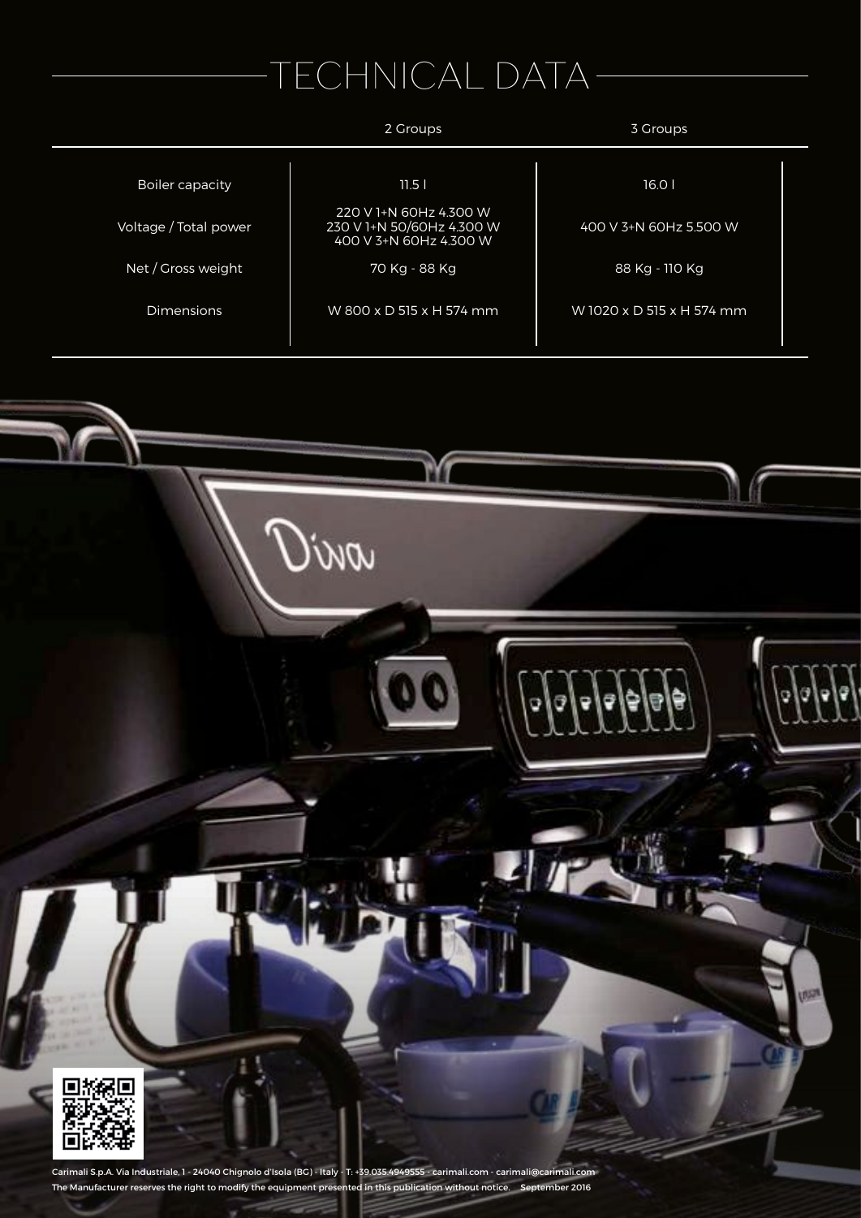# TECHNICAL DATA

| | 2 Groups | 3 Groups |
|---|---|---|
| Boiler capacity | 11.5 l | 16.0 l |
| Voltage / Total power | 220 V 1+N 60Hz 4.300 W<br>230 V 1+N 50/60Hz 4.300 W<br>400 V 3+N 60Hz 4.300 W | 400 V 3+N 60Hz 5.500 W |
| Net / Gross weight | 70 Kg - 88 Kg | 88 Kg - 110 Kg |
| Dimensions | W 800 x D 515 x H 574 mm | W 1020 x D 515 x H 574 mm |

Carimali S.p.A. Via Industriale, 1 - 24040 Chignolo d'Isola (BG) - Italy - T: +39.035.4949555 - carimali.com - carimali@carimali.com

The Manufacturer reserves the right to modify the equipment presented in this publication without notice. September 2016